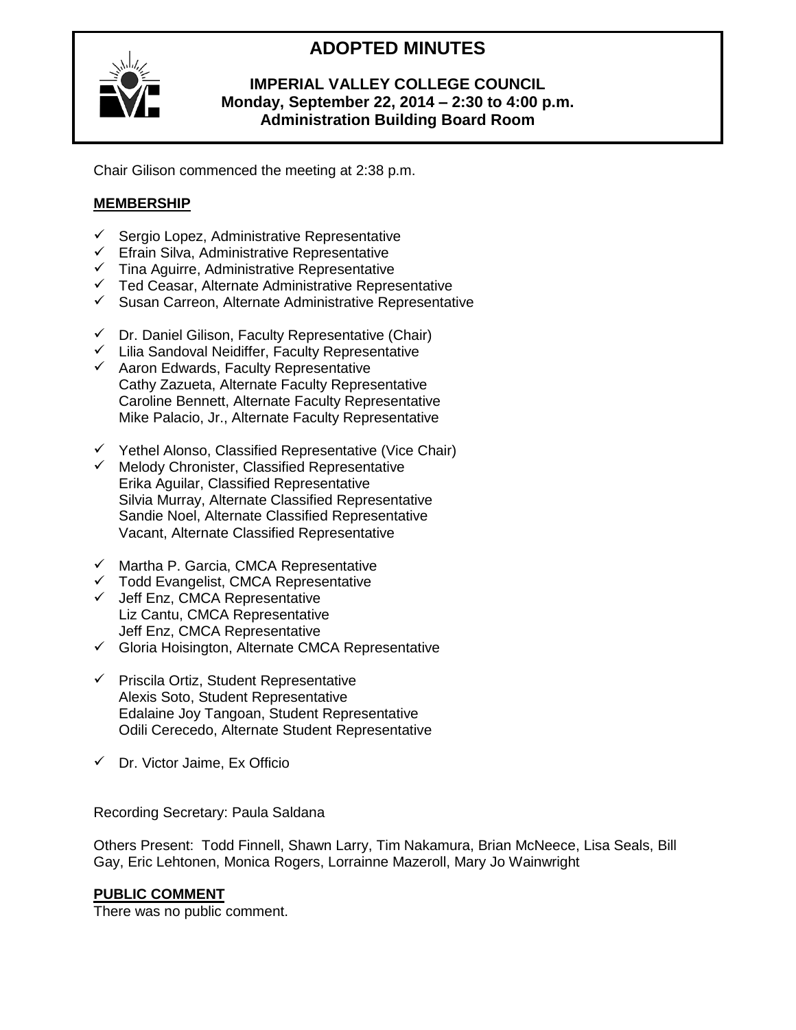# ADOPTED MINUTES

**IMPERIAL VALLEY COLLEGE COUNCIL**
**Monday, September 22, 2014 – 2:30 to 4:00 p.m.**
**Administration Building Board Room**

Chair Gilison commenced the meeting at 2:38 p.m.

## MEMBERSHIP

- ✓ Sergio Lopez, Administrative Representative
- ✓ Efrain Silva, Administrative Representative
- ✓ Tina Aguirre, Administrative Representative
- ✓ Ted Ceasar, Alternate Administrative Representative
- ✓ Susan Carreon, Alternate Administrative Representative

- ✓ Dr. Daniel Gilison, Faculty Representative (Chair)
- ✓ Lilia Sandoval Neidiffer, Faculty Representative
- ✓ Aaron Edwards, Faculty Representative
- Cathy Zazueta, Alternate Faculty Representative
- Caroline Bennett, Alternate Faculty Representative
- Mike Palacio, Jr., Alternate Faculty Representative

- ✓ Yethel Alonso, Classified Representative (Vice Chair)
- ✓ Melody Chronister, Classified Representative
- Erika Aguilar, Classified Representative
- Silvia Murray, Alternate Classified Representative
- Sandie Noel, Alternate Classified Representative
- Vacant, Alternate Classified Representative

- ✓ Martha P. Garcia, CMCA Representative
- ✓ Todd Evangelist, CMCA Representative
- ✓ Jeff Enz, CMCA Representative
- Liz Cantu, CMCA Representative
- Jeff Enz, CMCA Representative
- ✓ Gloria Hoisington, Alternate CMCA Representative

- ✓ Priscila Ortiz, Student Representative
- Alexis Soto, Student Representative
- Edalaine Joy Tangoan, Student Representative
- Odili Cerecedo, Alternate Student Representative

- ✓ Dr. Victor Jaime, Ex Officio

Recording Secretary: Paula Saldana

Others Present: Todd Finnell, Shawn Larry, Tim Nakamura, Brian McNeece, Lisa Seals, Bill Gay, Eric Lehtonen, Monica Rogers, Lorrainne Mazeroll, Mary Jo Wainwright

## PUBLIC COMMENT

There was no public comment.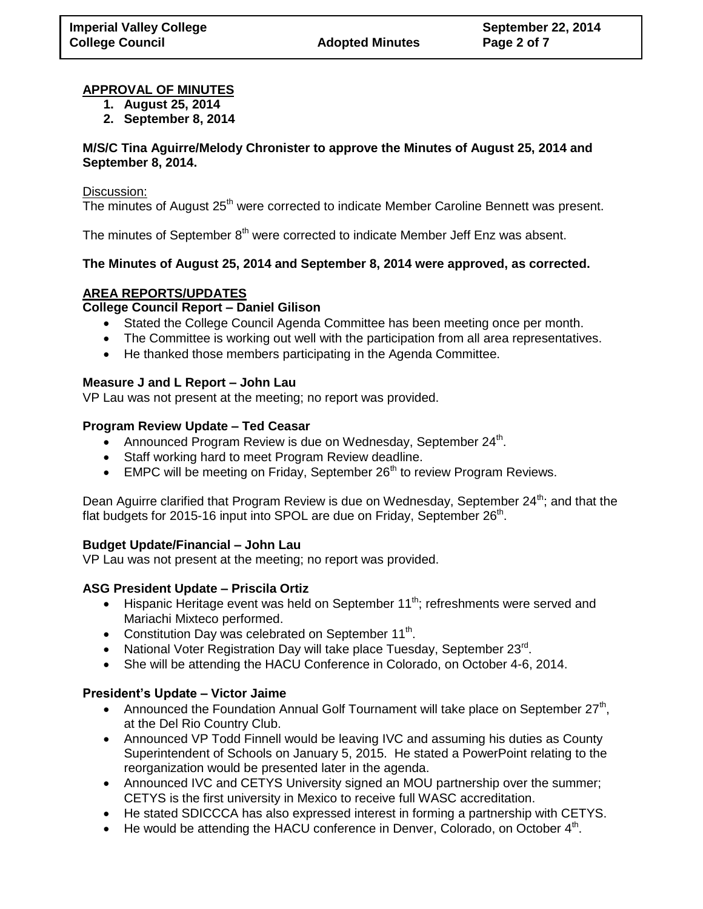## APPROVAL OF MINUTES

1. **August 25, 2014**
2. **September 8, 2014**

**M/S/C Tina Aguirre/Melody Chronister to approve the Minutes of August 25, 2014 and September 8, 2014.**

Discussion:

The minutes of August 25th were corrected to indicate Member Caroline Bennett was present.

The minutes of September 8th were corrected to indicate Member Jeff Enz was absent.

**The Minutes of August 25, 2014 and September 8, 2014 were approved, as corrected.**

## AREA REPORTS/UPDATES

### College Council Report – Daniel Gilison

- Stated the College Council Agenda Committee has been meeting once per month.
- The Committee is working out well with the participation from all area representatives.
- He thanked those members participating in the Agenda Committee.

### Measure J and L Report – John Lau

VP Lau was not present at the meeting; no report was provided.

### Program Review Update – Ted Ceasar

- Announced Program Review is due on Wednesday, September 24th.
- Staff working hard to meet Program Review deadline.
- EMPC will be meeting on Friday, September 26th to review Program Reviews.

Dean Aguirre clarified that Program Review is due on Wednesday, September 24th; and that the flat budgets for 2015-16 input into SPOL are due on Friday, September 26th.

### Budget Update/Financial – John Lau

VP Lau was not present at the meeting; no report was provided.

### ASG President Update – Priscila Ortiz

- Hispanic Heritage event was held on September 11th; refreshments were served and Mariachi Mixteco performed.
- Constitution Day was celebrated on September 11th.
- National Voter Registration Day will take place Tuesday, September 23rd.
- She will be attending the HACU Conference in Colorado, on October 4-6, 2014.

### President's Update – Victor Jaime

- Announced the Foundation Annual Golf Tournament will take place on September 27th, at the Del Rio Country Club.
- Announced VP Todd Finnell would be leaving IVC and assuming his duties as County Superintendent of Schools on January 5, 2015. He stated a PowerPoint relating to the reorganization would be presented later in the agenda.
- Announced IVC and CETYS University signed an MOU partnership over the summer; CETYS is the first university in Mexico to receive full WASC accreditation.
- He stated SDICCCA has also expressed interest in forming a partnership with CETYS.
- He would be attending the HACU conference in Denver, Colorado, on October 4th.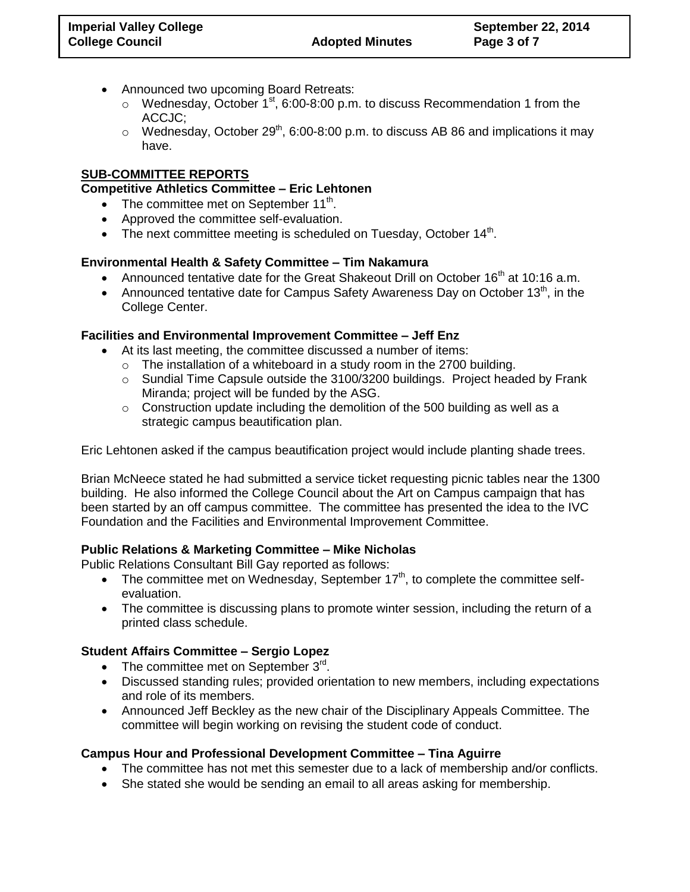- Announced two upcoming Board Retreats:
  - Wednesday, October 1st, 6:00-8:00 p.m. to discuss Recommendation 1 from the ACCJC;
  - Wednesday, October 29th, 6:00-8:00 p.m. to discuss AB 86 and implications it may have.

## SUB-COMMITTEE REPORTS

### Competitive Athletics Committee – Eric Lehtonen

- The committee met on September 11th.
- Approved the committee self-evaluation.
- The next committee meeting is scheduled on Tuesday, October 14th.

### Environmental Health & Safety Committee – Tim Nakamura

- Announced tentative date for the Great Shakeout Drill on October 16th at 10:16 a.m.
- Announced tentative date for Campus Safety Awareness Day on October 13th, in the College Center.

### Facilities and Environmental Improvement Committee – Jeff Enz

- At its last meeting, the committee discussed a number of items:
  - The installation of a whiteboard in a study room in the 2700 building.
  - Sundial Time Capsule outside the 3100/3200 buildings. Project headed by Frank Miranda; project will be funded by the ASG.
  - Construction update including the demolition of the 500 building as well as a strategic campus beautification plan.

Eric Lehtonen asked if the campus beautification project would include planting shade trees.

Brian McNeece stated he had submitted a service ticket requesting picnic tables near the 1300 building. He also informed the College Council about the Art on Campus campaign that has been started by an off campus committee. The committee has presented the idea to the IVC Foundation and the Facilities and Environmental Improvement Committee.

### Public Relations & Marketing Committee – Mike Nicholas

Public Relations Consultant Bill Gay reported as follows:

- The committee met on Wednesday, September 17th, to complete the committee self-evaluation.
- The committee is discussing plans to promote winter session, including the return of a printed class schedule.

### Student Affairs Committee – Sergio Lopez

- The committee met on September 3rd.
- Discussed standing rules; provided orientation to new members, including expectations and role of its members.
- Announced Jeff Beckley as the new chair of the Disciplinary Appeals Committee. The committee will begin working on revising the student code of conduct.

### Campus Hour and Professional Development Committee – Tina Aguirre

- The committee has not met this semester due to a lack of membership and/or conflicts.
- She stated she would be sending an email to all areas asking for membership.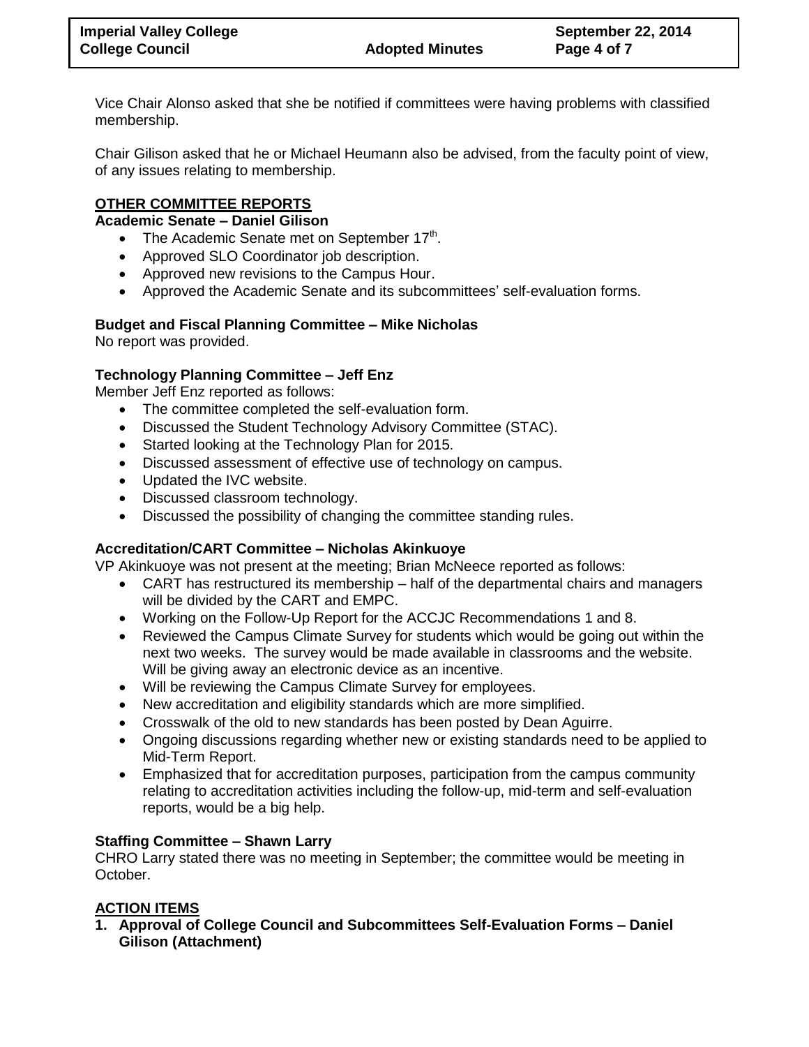Vice Chair Alonso asked that she be notified if committees were having problems with classified membership.

Chair Gilison asked that he or Michael Heumann also be advised, from the faculty point of view, of any issues relating to membership.

## OTHER COMMITTEE REPORTS

### Academic Senate – Daniel Gilison

- The Academic Senate met on September 17th.
- Approved SLO Coordinator job description.
- Approved new revisions to the Campus Hour.
- Approved the Academic Senate and its subcommittees' self-evaluation forms.

### Budget and Fiscal Planning Committee – Mike Nicholas

No report was provided.

### Technology Planning Committee – Jeff Enz

Member Jeff Enz reported as follows:

- The committee completed the self-evaluation form.
- Discussed the Student Technology Advisory Committee (STAC).
- Started looking at the Technology Plan for 2015.
- Discussed assessment of effective use of technology on campus.
- Updated the IVC website.
- Discussed classroom technology.
- Discussed the possibility of changing the committee standing rules.

### Accreditation/CART Committee – Nicholas Akinkuoye

VP Akinkuoye was not present at the meeting; Brian McNeece reported as follows:

- CART has restructured its membership – half of the departmental chairs and managers will be divided by the CART and EMPC.
- Working on the Follow-Up Report for the ACCJC Recommendations 1 and 8.
- Reviewed the Campus Climate Survey for students which would be going out within the next two weeks. The survey would be made available in classrooms and the website. Will be giving away an electronic device as an incentive.
- Will be reviewing the Campus Climate Survey for employees.
- New accreditation and eligibility standards which are more simplified.
- Crosswalk of the old to new standards has been posted by Dean Aguirre.
- Ongoing discussions regarding whether new or existing standards need to be applied to Mid-Term Report.
- Emphasized that for accreditation purposes, participation from the campus community relating to accreditation activities including the follow-up, mid-term and self-evaluation reports, would be a big help.

### Staffing Committee – Shawn Larry

CHRO Larry stated there was no meeting in September; the committee would be meeting in October.

## ACTION ITEMS

**1. Approval of College Council and Subcommittees Self-Evaluation Forms – Daniel Gilison (Attachment)**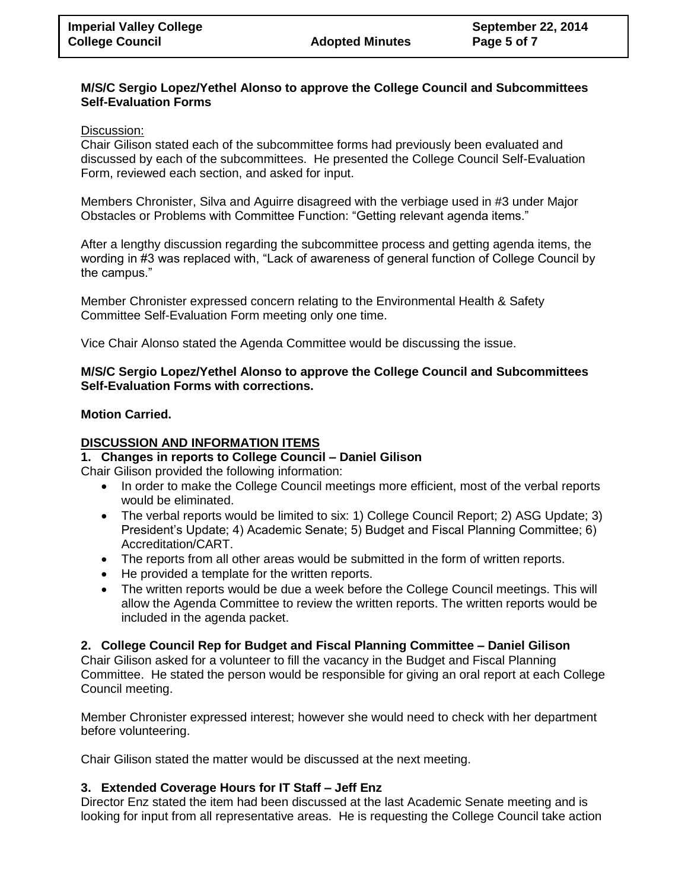**M/S/C Sergio Lopez/Yethel Alonso to approve the College Council and Subcommittees Self-Evaluation Forms**

Discussion:
Chair Gilison stated each of the subcommittee forms had previously been evaluated and discussed by each of the subcommittees. He presented the College Council Self-Evaluation Form, reviewed each section, and asked for input.

Members Chronister, Silva and Aguirre disagreed with the verbiage used in #3 under Major Obstacles or Problems with Committee Function: "Getting relevant agenda items."

After a lengthy discussion regarding the subcommittee process and getting agenda items, the wording in #3 was replaced with, "Lack of awareness of general function of College Council by the campus."

Member Chronister expressed concern relating to the Environmental Health & Safety Committee Self-Evaluation Form meeting only one time.

Vice Chair Alonso stated the Agenda Committee would be discussing the issue.

**M/S/C Sergio Lopez/Yethel Alonso to approve the College Council and Subcommittees Self-Evaluation Forms with corrections.**

**Motion Carried.**

## DISCUSSION AND INFORMATION ITEMS

### 1. Changes in reports to College Council – Daniel Gilison

Chair Gilison provided the following information:

- In order to make the College Council meetings more efficient, most of the verbal reports would be eliminated.
- The verbal reports would be limited to six: 1) College Council Report; 2) ASG Update; 3) President's Update; 4) Academic Senate; 5) Budget and Fiscal Planning Committee; 6) Accreditation/CART.
- The reports from all other areas would be submitted in the form of written reports.
- He provided a template for the written reports.
- The written reports would be due a week before the College Council meetings. This will allow the Agenda Committee to review the written reports. The written reports would be included in the agenda packet.

### 2. College Council Rep for Budget and Fiscal Planning Committee – Daniel Gilison

Chair Gilison asked for a volunteer to fill the vacancy in the Budget and Fiscal Planning Committee. He stated the person would be responsible for giving an oral report at each College Council meeting.

Member Chronister expressed interest; however she would need to check with her department before volunteering.

Chair Gilison stated the matter would be discussed at the next meeting.

### 3. Extended Coverage Hours for IT Staff – Jeff Enz

Director Enz stated the item had been discussed at the last Academic Senate meeting and is looking for input from all representative areas. He is requesting the College Council take action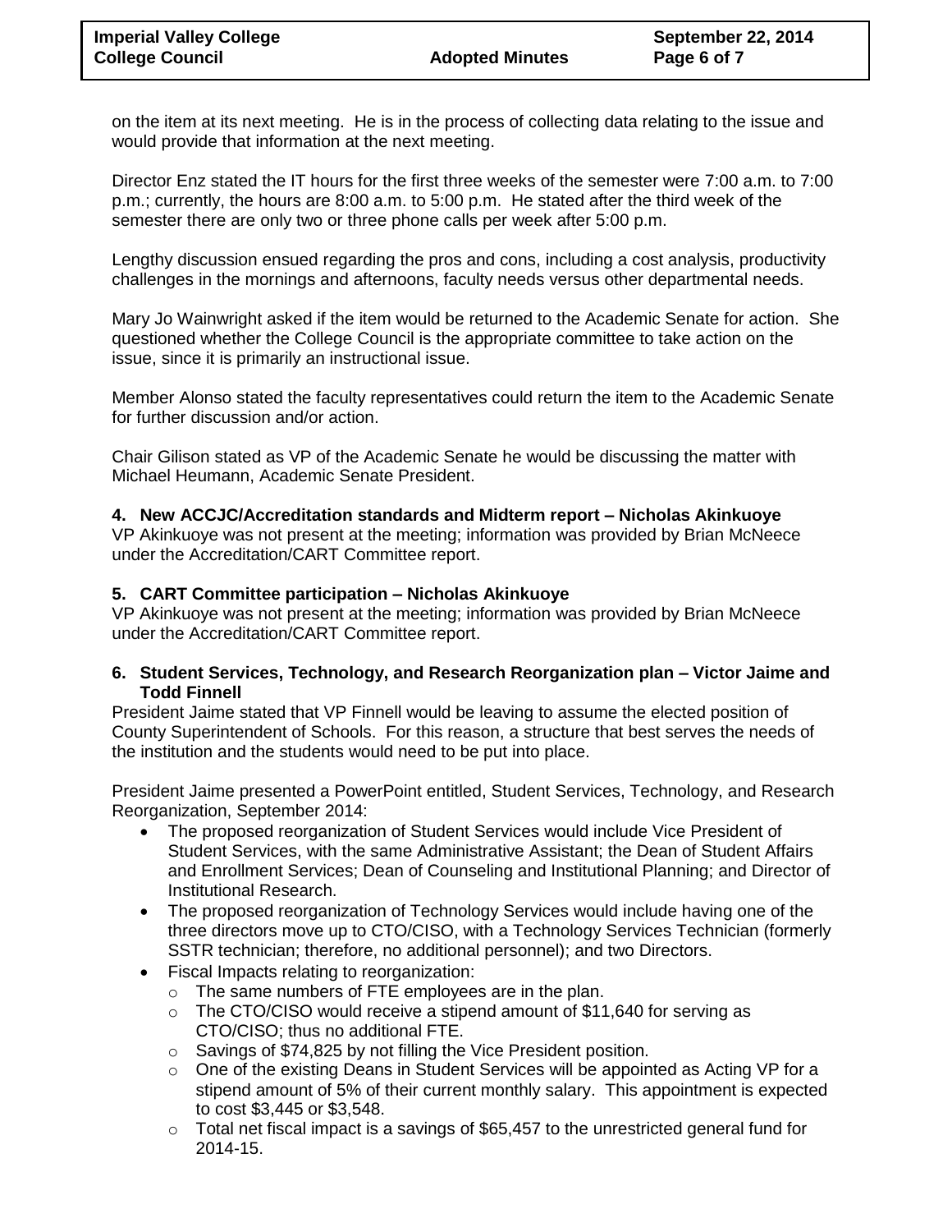on the item at its next meeting. He is in the process of collecting data relating to the issue and would provide that information at the next meeting.

Director Enz stated the IT hours for the first three weeks of the semester were 7:00 a.m. to 7:00 p.m.; currently, the hours are 8:00 a.m. to 5:00 p.m. He stated after the third week of the semester there are only two or three phone calls per week after 5:00 p.m.

Lengthy discussion ensued regarding the pros and cons, including a cost analysis, productivity challenges in the mornings and afternoons, faculty needs versus other departmental needs.

Mary Jo Wainwright asked if the item would be returned to the Academic Senate for action. She questioned whether the College Council is the appropriate committee to take action on the issue, since it is primarily an instructional issue.

Member Alonso stated the faculty representatives could return the item to the Academic Senate for further discussion and/or action.

Chair Gilison stated as VP of the Academic Senate he would be discussing the matter with Michael Heumann, Academic Senate President.

**4. New ACCJC/Accreditation standards and Midterm report – Nicholas Akinkuoye**

VP Akinkuoye was not present at the meeting; information was provided by Brian McNeece under the Accreditation/CART Committee report.

**5. CART Committee participation – Nicholas Akinkuoye**

VP Akinkuoye was not present at the meeting; information was provided by Brian McNeece under the Accreditation/CART Committee report.

**6. Student Services, Technology, and Research Reorganization plan – Victor Jaime and Todd Finnell**

President Jaime stated that VP Finnell would be leaving to assume the elected position of County Superintendent of Schools. For this reason, a structure that best serves the needs of the institution and the students would need to be put into place.

President Jaime presented a PowerPoint entitled, Student Services, Technology, and Research Reorganization, September 2014:

- The proposed reorganization of Student Services would include Vice President of Student Services, with the same Administrative Assistant; the Dean of Student Affairs and Enrollment Services; Dean of Counseling and Institutional Planning; and Director of Institutional Research.
- The proposed reorganization of Technology Services would include having one of the three directors move up to CTO/CISO, with a Technology Services Technician (formerly SSTR technician; therefore, no additional personnel); and two Directors.
- Fiscal Impacts relating to reorganization:
  - The same numbers of FTE employees are in the plan.
  - The CTO/CISO would receive a stipend amount of $11,640 for serving as CTO/CISO; thus no additional FTE.
  - Savings of $74,825 by not filling the Vice President position.
  - One of the existing Deans in Student Services will be appointed as Acting VP for a stipend amount of 5% of their current monthly salary. This appointment is expected to cost $3,445 or $3,548.
  - Total net fiscal impact is a savings of $65,457 to the unrestricted general fund for 2014-15.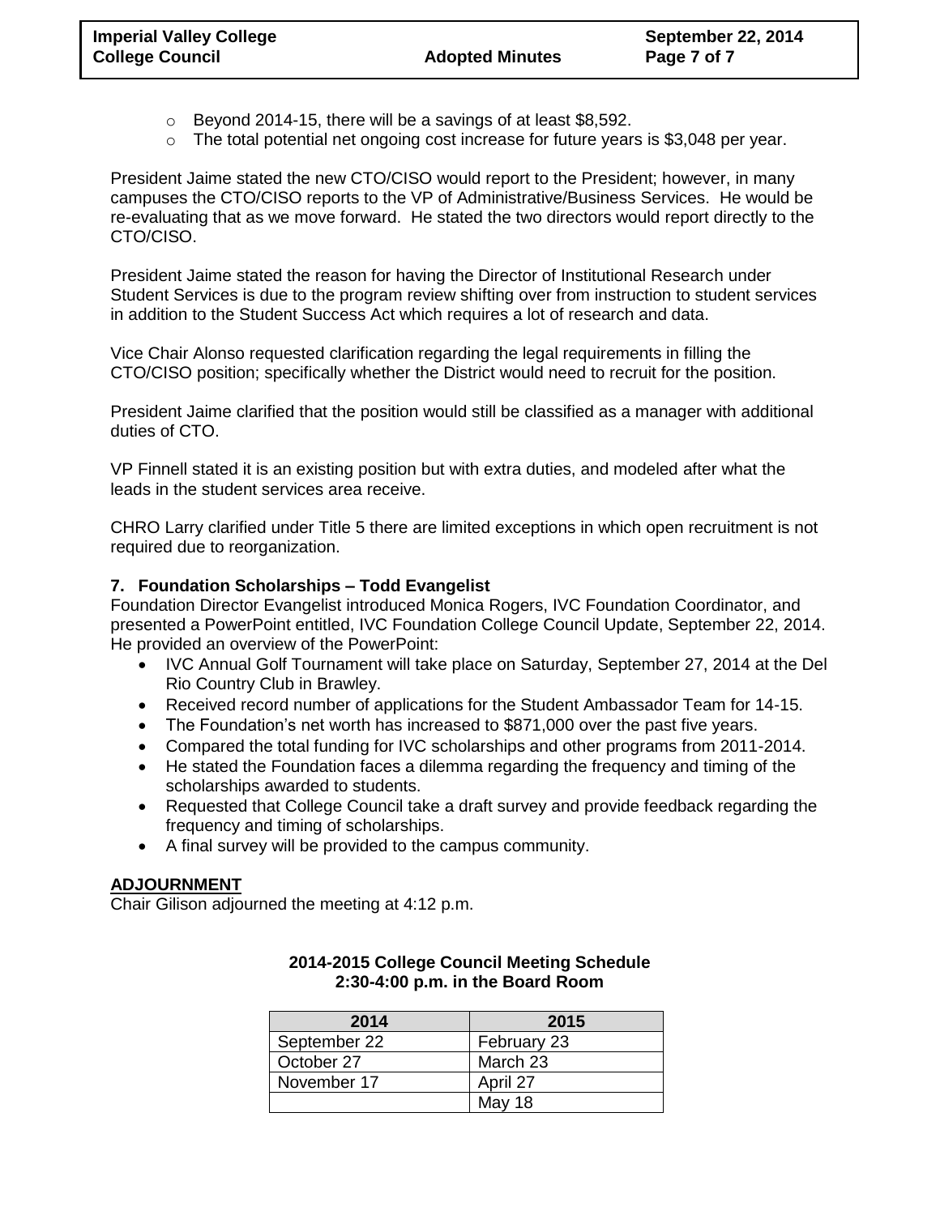- Beyond 2014-15, there will be a savings of at least $8,592.
- The total potential net ongoing cost increase for future years is $3,048 per year.

President Jaime stated the new CTO/CISO would report to the President; however, in many campuses the CTO/CISO reports to the VP of Administrative/Business Services. He would be re-evaluating that as we move forward. He stated the two directors would report directly to the CTO/CISO.

President Jaime stated the reason for having the Director of Institutional Research under Student Services is due to the program review shifting over from instruction to student services in addition to the Student Success Act which requires a lot of research and data.

Vice Chair Alonso requested clarification regarding the legal requirements in filling the CTO/CISO position; specifically whether the District would need to recruit for the position.

President Jaime clarified that the position would still be classified as a manager with additional duties of CTO.

VP Finnell stated it is an existing position but with extra duties, and modeled after what the leads in the student services area receive.

CHRO Larry clarified under Title 5 there are limited exceptions in which open recruitment is not required due to reorganization.

**7. Foundation Scholarships – Todd Evangelist**

Foundation Director Evangelist introduced Monica Rogers, IVC Foundation Coordinator, and presented a PowerPoint entitled, IVC Foundation College Council Update, September 22, 2014. He provided an overview of the PowerPoint:

- IVC Annual Golf Tournament will take place on Saturday, September 27, 2014 at the Del Rio Country Club in Brawley.
- Received record number of applications for the Student Ambassador Team for 14-15.
- The Foundation's net worth has increased to $871,000 over the past five years.
- Compared the total funding for IVC scholarships and other programs from 2011-2014.
- He stated the Foundation faces a dilemma regarding the frequency and timing of the scholarships awarded to students.
- Requested that College Council take a draft survey and provide feedback regarding the frequency and timing of scholarships.
- A final survey will be provided to the campus community.

**ADJOURNMENT**

Chair Gilison adjourned the meeting at 4:12 p.m.

**2014-2015 College Council Meeting Schedule**
**2:30-4:00 p.m. in the Board Room**

| 2014 | 2015 |
|---|---|
| September 22 | February 23 |
| October 27 | March 23 |
| November 17 | April 27 |
| | May 18 |